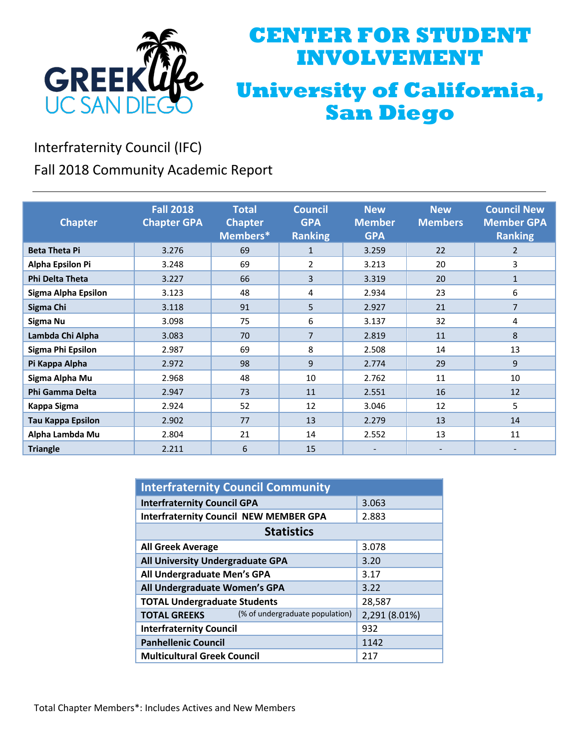# CENTER FOR STUDENT INVOLVEMENT

# University of California, San Diego

Interfraternity Council (IFC)

Fall 2018 Community Academic Report

| Chapter | Fall 2018 Chapter GPA | Total Chapter Members* | Council GPA Ranking | New Member GPA | New Members | Council New Member GPA Ranking |
|---|---|---|---|---|---|---|
| **Beta Theta Pi** | 3.276 | 69 | 1 | 3.259 | 22 | 2 |
| **Alpha Epsilon Pi** | 3.248 | 69 | 2 | 3.213 | 20 | 3 |
| **Phi Delta Theta** | 3.227 | 66 | 3 | 3.319 | 20 | 1 |
| **Sigma Alpha Epsilon** | 3.123 | 48 | 4 | 2.934 | 23 | 6 |
| **Sigma Chi** | 3.118 | 91 | 5 | 2.927 | 21 | 7 |
| **Sigma Nu** | 3.098 | 75 | 6 | 3.137 | 32 | 4 |
| **Lambda Chi Alpha** | 3.083 | 70 | 7 | 2.819 | 11 | 8 |
| **Sigma Phi Epsilon** | 2.987 | 69 | 8 | 2.508 | 14 | 13 |
| **Pi Kappa Alpha** | 2.972 | 98 | 9 | 2.774 | 29 | 9 |
| **Sigma Alpha Mu** | 2.968 | 48 | 10 | 2.762 | 11 | 10 |
| **Phi Gamma Delta** | 2.947 | 73 | 11 | 2.551 | 16 | 12 |
| **Kappa Sigma** | 2.924 | 52 | 12 | 3.046 | 12 | 5 |
| **Tau Kappa Epsilon** | 2.902 | 77 | 13 | 2.279 | 13 | 14 |
| **Alpha Lambda Mu** | 2.804 | 21 | 14 | 2.552 | 13 | 11 |
| **Triangle** | 2.211 | 6 | 15 | - | - | - |

| Interfraternity Council Community | |
|---|---|
| **Interfraternity Council GPA** | 3.063 |
| **Interfraternity Council NEW MEMBER GPA** | 2.883 |
| **Statistics** | |
| **All Greek Average** | 3.078 |
| **All University Undergraduate GPA** | 3.20 |
| **All Undergraduate Men's GPA** | 3.17 |
| **All Undergraduate Women's GPA** | 3.22 |
| **TOTAL Undergraduate Students** | 28,587 |
| **TOTAL GREEKS** (% of undergraduate population) | 2,291 (8.01%) |
| **Interfraternity Council** | 932 |
| **Panhellenic Council** | 1142 |
| **Multicultural Greek Council** | 217 |

Total Chapter Members*: Includes Actives and New Members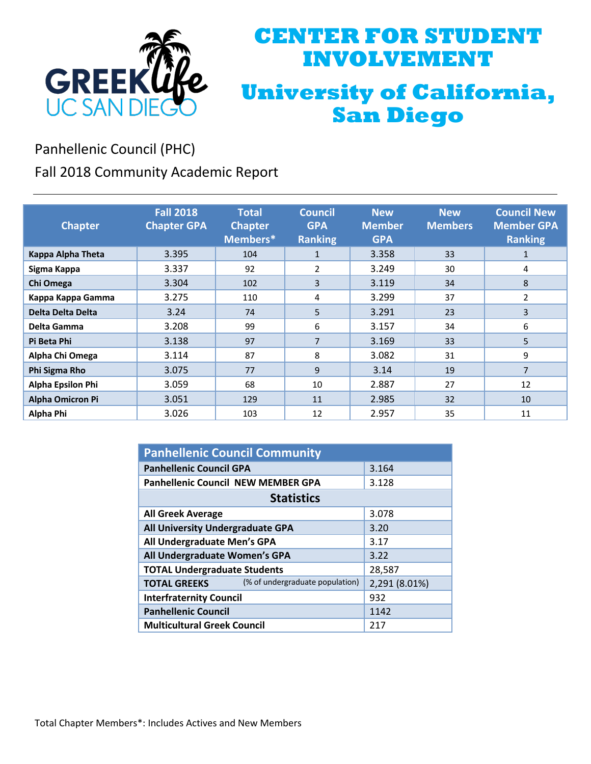# CENTER FOR STUDENT INVOLVEMENT

# University of California, San Diego

Panhellenic Council (PHC)

Fall 2018 Community Academic Report

---

| Chapter | Fall 2018 Chapter GPA | Total Chapter Members* | Council GPA Ranking | New Member GPA | New Members | Council New Member GPA Ranking |
|---|---|---|---|---|---|---|
| **Kappa Alpha Theta** | 3.395 | 104 | 1 | 3.358 | 33 | 1 |
| **Sigma Kappa** | 3.337 | 92 | 2 | 3.249 | 30 | 4 |
| **Chi Omega** | 3.304 | 102 | 3 | 3.119 | 34 | 8 |
| **Kappa Kappa Gamma** | 3.275 | 110 | 4 | 3.299 | 37 | 2 |
| **Delta Delta Delta** | 3.24 | 74 | 5 | 3.291 | 23 | 3 |
| **Delta Gamma** | 3.208 | 99 | 6 | 3.157 | 34 | 6 |
| **Pi Beta Phi** | 3.138 | 97 | 7 | 3.169 | 33 | 5 |
| **Alpha Chi Omega** | 3.114 | 87 | 8 | 3.082 | 31 | 9 |
| **Phi Sigma Rho** | 3.075 | 77 | 9 | 3.14 | 19 | 7 |
| **Alpha Epsilon Phi** | 3.059 | 68 | 10 | 2.887 | 27 | 12 |
| **Alpha Omicron Pi** | 3.051 | 129 | 11 | 2.985 | 32 | 10 |
| **Alpha Phi** | 3.026 | 103 | 12 | 2.957 | 35 | 11 |

| Panhellenic Council Community | |
|---|---|
| **Panhellenic Council GPA** | 3.164 |
| **Panhellenic Council NEW MEMBER GPA** | 3.128 |
| **Statistics** | |
| **All Greek Average** | 3.078 |
| **All University Undergraduate GPA** | 3.20 |
| **All Undergraduate Men's GPA** | 3.17 |
| **All Undergraduate Women's GPA** | 3.22 |
| **TOTAL Undergraduate Students** | 28,587 |
| **TOTAL GREEKS** (% of undergraduate population) | 2,291 (8.01%) |
| **Interfraternity Council** | 932 |
| **Panhellenic Council** | 1142 |
| **Multicultural Greek Council** | 217 |

Total Chapter Members*: Includes Actives and New Members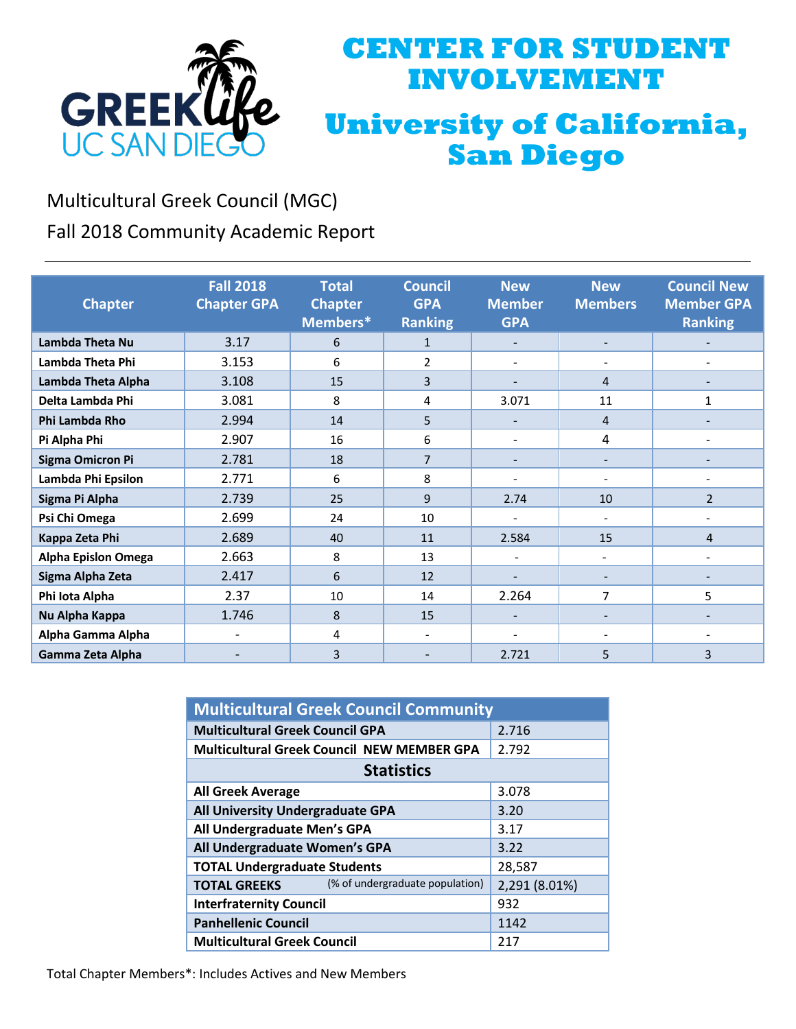# CENTER FOR STUDENT INVOLVEMENT

# University of California, San Diego

Multicultural Greek Council (MGC)

Fall 2018 Community Academic Report

| Chapter | Fall 2018 Chapter GPA | Total Chapter Members* | Council GPA Ranking | New Member GPA | New Members | Council New Member GPA Ranking |
|---|---|---|---|---|---|---|
| Lambda Theta Nu | 3.17 | 6 | 1 | - | - | - |
| Lambda Theta Phi | 3.153 | 6 | 2 | - | - | - |
| Lambda Theta Alpha | 3.108 | 15 | 3 | - | 4 | - |
| Delta Lambda Phi | 3.081 | 8 | 4 | 3.071 | 11 | 1 |
| Phi Lambda Rho | 2.994 | 14 | 5 | - | 4 | - |
| Pi Alpha Phi | 2.907 | 16 | 6 | - | 4 | - |
| Sigma Omicron Pi | 2.781 | 18 | 7 | - | - | - |
| Lambda Phi Epsilon | 2.771 | 6 | 8 | - | - | - |
| Sigma Pi Alpha | 2.739 | 25 | 9 | 2.74 | 10 | 2 |
| Psi Chi Omega | 2.699 | 24 | 10 | - | - | - |
| Kappa Zeta Phi | 2.689 | 40 | 11 | 2.584 | 15 | 4 |
| Alpha Epislon Omega | 2.663 | 8 | 13 | - | - | - |
| Sigma Alpha Zeta | 2.417 | 6 | 12 | - | - | - |
| Phi Iota Alpha | 2.37 | 10 | 14 | 2.264 | 7 | 5 |
| Nu Alpha Kappa | 1.746 | 8 | 15 | - | - | - |
| Alpha Gamma Alpha | - | 4 | - | - | - | - |
| Gamma Zeta Alpha | - | 3 | - | 2.721 | 5 | 3 |

| Multicultural Greek Council Community | |
|---|---|
| Multicultural Greek Council GPA | 2.716 |
| Multicultural Greek Council NEW MEMBER GPA | 2.792 |
| **Statistics** | |
| All Greek Average | 3.078 |
| All University Undergraduate GPA | 3.20 |
| All Undergraduate Men's GPA | 3.17 |
| All Undergraduate Women's GPA | 3.22 |
| TOTAL Undergraduate Students | 28,587 |
| TOTAL GREEKS (% of undergraduate population) | 2,291 (8.01%) |
| Interfraternity Council | 932 |
| Panhellenic Council | 1142 |
| Multicultural Greek Council | 217 |

Total Chapter Members*: Includes Actives and New Members